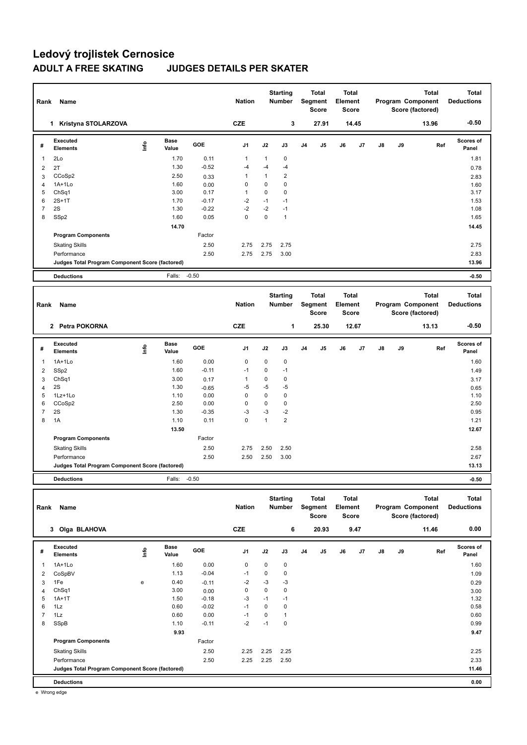# Ledový trojlistek Cernosice

## ADULT A FREE SKATING JUDGES DETAILS PER SKATER

| Rank | Name | Nation | Starting Number | Total Segment Score | Total Element Score | Total Program Component Score (factored) | Total Deductions |
|---|---|---|---|---|---|---|---|
| 1 | Kristyna STOLARZOVA | CZE | 3 | 27.91 | 14.45 | 13.96 | -0.50 |

| # | Executed Elements | Info | Base Value | GOE | J1 | J2 | J3 | J4 | J5 | J6 | J7 | J8 | J9 | Ref | Scores of Panel |
|---|---|---|---|---|---|---|---|---|---|---|---|---|---|---|---|
| 1 | 2Lo | | 1.70 | 0.11 | 1 | 1 | 0 | | | | | | | | 1.81 |
| 2 | 2T | | 1.30 | -0.52 | -4 | -4 | -4 | | | | | | | | 0.78 |
| 3 | CCoSp2 | | 2.50 | 0.33 | 1 | 1 | 2 | | | | | | | | 2.83 |
| 4 | 1A+1Lo | | 1.60 | 0.00 | 0 | 0 | 0 | | | | | | | | 1.60 |
| 5 | ChSq1 | | 3.00 | 0.17 | 1 | 0 | 0 | | | | | | | | 3.17 |
| 6 | 2S+1T | | 1.70 | -0.17 | -2 | -1 | -1 | | | | | | | | 1.53 |
| 7 | 2S | | 1.30 | -0.22 | -2 | -2 | -1 | | | | | | | | 1.08 |
| 8 | SSp2 | | 1.60 | 0.05 | 0 | 0 | 1 | | | | | | | | 1.65 |
| | | | 14.70 | | | | | | | | | | | | 14.45 |
| | Program Components | | | Factor | | | | | | | | | | | |
| | Skating Skills | | | 2.50 | 2.75 | 2.75 | 2.75 | | | | | | | | 2.75 |
| | Performance | | | 2.50 | 2.75 | 2.75 | 3.00 | | | | | | | | 2.83 |
| | Judges Total Program Component Score (factored) | | | | | | | | | | | | | | 13.96 |
| | Deductions | | Falls: | -0.50 | | | | | | | | | | | -0.50 |

| Rank | Name | Nation | Starting Number | Total Segment Score | Total Element Score | Total Program Component Score (factored) | Total Deductions |
|---|---|---|---|---|---|---|---|
| 2 | Petra POKORNA | CZE | 1 | 25.30 | 12.67 | 13.13 | -0.50 |

| # | Executed Elements | Info | Base Value | GOE | J1 | J2 | J3 | J4 | J5 | J6 | J7 | J8 | J9 | Ref | Scores of Panel |
|---|---|---|---|---|---|---|---|---|---|---|---|---|---|---|---|
| 1 | 1A+1Lo | | 1.60 | 0.00 | 0 | 0 | 0 | | | | | | | | 1.60 |
| 2 | SSp2 | | 1.60 | -0.11 | -1 | 0 | -1 | | | | | | | | 1.49 |
| 3 | ChSq1 | | 3.00 | 0.17 | 1 | 0 | 0 | | | | | | | | 3.17 |
| 4 | 2S | | 1.30 | -0.65 | -5 | -5 | -5 | | | | | | | | 0.65 |
| 5 | 1Lz+1Lo | | 1.10 | 0.00 | 0 | 0 | 0 | | | | | | | | 1.10 |
| 6 | CCoSp2 | | 2.50 | 0.00 | 0 | 0 | 0 | | | | | | | | 2.50 |
| 7 | 2S | | 1.30 | -0.35 | -3 | -3 | -2 | | | | | | | | 0.95 |
| 8 | 1A | | 1.10 | 0.11 | 0 | 1 | 2 | | | | | | | | 1.21 |
| | | | 13.50 | | | | | | | | | | | | 12.67 |
| | Program Components | | | Factor | | | | | | | | | | | |
| | Skating Skills | | | 2.50 | 2.75 | 2.50 | 2.50 | | | | | | | | 2.58 |
| | Performance | | | 2.50 | 2.50 | 2.50 | 3.00 | | | | | | | | 2.67 |
| | Judges Total Program Component Score (factored) | | | | | | | | | | | | | | 13.13 |
| | Deductions | | Falls: | -0.50 | | | | | | | | | | | -0.50 |

| Rank | Name | Nation | Starting Number | Total Segment Score | Total Element Score | Total Program Component Score (factored) | Total Deductions |
|---|---|---|---|---|---|---|---|
| 3 | Olga BLAHOVA | CZE | 6 | 20.93 | 9.47 | 11.46 | 0.00 |

| # | Executed Elements | Info | Base Value | GOE | J1 | J2 | J3 | J4 | J5 | J6 | J7 | J8 | J9 | Ref | Scores of Panel |
|---|---|---|---|---|---|---|---|---|---|---|---|---|---|---|---|
| 1 | 1A+1Lo | | 1.60 | 0.00 | 0 | 0 | 0 | | | | | | | | 1.60 |
| 2 | CoSpBV | | 1.13 | -0.04 | -1 | 0 | 0 | | | | | | | | 1.09 |
| 3 | 1Fe | e | 0.40 | -0.11 | -2 | -3 | -3 | | | | | | | | 0.29 |
| 4 | ChSq1 | | 3.00 | 0.00 | 0 | 0 | 0 | | | | | | | | 3.00 |
| 5 | 1A+1T | | 1.50 | -0.18 | -3 | -1 | -1 | | | | | | | | 1.32 |
| 6 | 1Lz | | 0.60 | -0.02 | -1 | 0 | 0 | | | | | | | | 0.58 |
| 7 | 1Lz | | 0.60 | 0.00 | -1 | 0 | 1 | | | | | | | | 0.60 |
| 8 | SSpB | | 1.10 | -0.11 | -2 | -1 | 0 | | | | | | | | 0.99 |
| | | | 9.93 | | | | | | | | | | | | 9.47 |
| | Program Components | | | Factor | | | | | | | | | | | |
| | Skating Skills | | | 2.50 | 2.25 | 2.25 | 2.25 | | | | | | | | 2.25 |
| | Performance | | | 2.50 | 2.25 | 2.25 | 2.50 | | | | | | | | 2.33 |
| | Judges Total Program Component Score (factored) | | | | | | | | | | | | | | 11.46 |
| | Deductions | | | | | | | | | | | | | | 0.00 |

e Wrong edge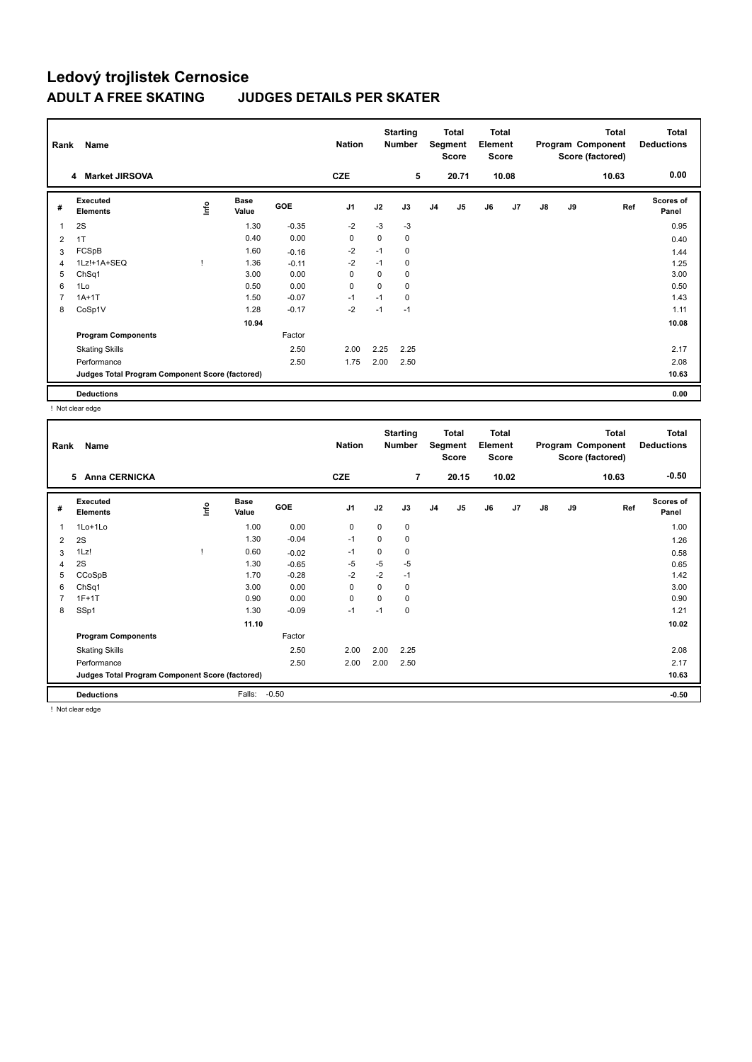# Ledový trojlistek Cernosice

## ADULT A FREE SKATING JUDGES DETAILS PER SKATER

| Rank | Name | | | Nation | Starting Number | Total Segment Score | Total Element Score | Total Program Component Score (factored) | Total Deductions |
|---|---|---|---|---|---|---|---|---|---|
| 4 | Market JIRSOVA | | | CZE | 5 | 20.71 | 10.08 | 10.63 | 0.00 |

| # | Executed Elements | Info | Base Value | GOE | J1 | J2 | J3 | J4 | J5 | J6 | J7 | J8 | J9 | Ref | Scores of Panel |
|---|---|---|---|---|---|---|---|---|---|---|---|---|---|---|---|
| 1 | 2S | | 1.30 | -0.35 | -2 | -3 | -3 | | | | | | | | 0.95 |
| 2 | 1T | | 0.40 | 0.00 | 0 | 0 | 0 | | | | | | | | 0.40 |
| 3 | FCSpB | | 1.60 | -0.16 | -2 | -1 | 0 | | | | | | | | 1.44 |
| 4 | 1Lz!+1A+SEQ | ! | 1.36 | -0.11 | -2 | -1 | 0 | | | | | | | | 1.25 |
| 5 | ChSq1 | | 3.00 | 0.00 | 0 | 0 | 0 | | | | | | | | 3.00 |
| 6 | 1Lo | | 0.50 | 0.00 | 0 | 0 | 0 | | | | | | | | 0.50 |
| 7 | 1A+1T | | 1.50 | -0.07 | -1 | -1 | 0 | | | | | | | | 1.43 |
| 8 | CoSp1V | | 1.28 | -0.17 | -2 | -1 | -1 | | | | | | | | 1.11 |
| | | | 10.94 | | | | | | | | | | | | 10.08 |
| | **Program Components** | | | Factor | | | | | | | | | | | |
| | Skating Skills | | | 2.50 | 2.00 | 2.25 | 2.25 | | | | | | | | 2.17 |
| | Performance | | | 2.50 | 1.75 | 2.00 | 2.50 | | | | | | | | 2.08 |
| | **Judges Total Program Component Score (factored)** | | | | | | | | | | | | | | 10.63 |
| | **Deductions** | | | | | | | | | | | | | | 0.00 |

! Not clear edge

| Rank | Name | | | Nation | Starting Number | Total Segment Score | Total Element Score | Total Program Component Score (factored) | Total Deductions |
|---|---|---|---|---|---|---|---|---|---|
| 5 | Anna CERNICKA | | | CZE | 7 | 20.15 | 10.02 | 10.63 | -0.50 |

| # | Executed Elements | Info | Base Value | GOE | J1 | J2 | J3 | J4 | J5 | J6 | J7 | J8 | J9 | Ref | Scores of Panel |
|---|---|---|---|---|---|---|---|---|---|---|---|---|---|---|---|
| 1 | 1Lo+1Lo | | 1.00 | 0.00 | 0 | 0 | 0 | | | | | | | | 1.00 |
| 2 | 2S | | 1.30 | -0.04 | -1 | 0 | 0 | | | | | | | | 1.26 |
| 3 | 1Lz! | ! | 0.60 | -0.02 | -1 | 0 | 0 | | | | | | | | 0.58 |
| 4 | 2S | | 1.30 | -0.65 | -5 | -5 | -5 | | | | | | | | 0.65 |
| 5 | CCoSpB | | 1.70 | -0.28 | -2 | -2 | -1 | | | | | | | | 1.42 |
| 6 | ChSq1 | | 3.00 | 0.00 | 0 | 0 | 0 | | | | | | | | 3.00 |
| 7 | 1F+1T | | 0.90 | 0.00 | 0 | 0 | 0 | | | | | | | | 0.90 |
| 8 | SSp1 | | 1.30 | -0.09 | -1 | -1 | 0 | | | | | | | | 1.21 |
| | | | 11.10 | | | | | | | | | | | | 10.02 |
| | **Program Components** | | | Factor | | | | | | | | | | | |
| | Skating Skills | | | 2.50 | 2.00 | 2.00 | 2.25 | | | | | | | | 2.08 |
| | Performance | | | 2.50 | 2.00 | 2.00 | 2.50 | | | | | | | | 2.17 |
| | **Judges Total Program Component Score (factored)** | | | | | | | | | | | | | | 10.63 |
| | **Deductions** | | Falls: | -0.50 | | | | | | | | | | | -0.50 |

! Not clear edge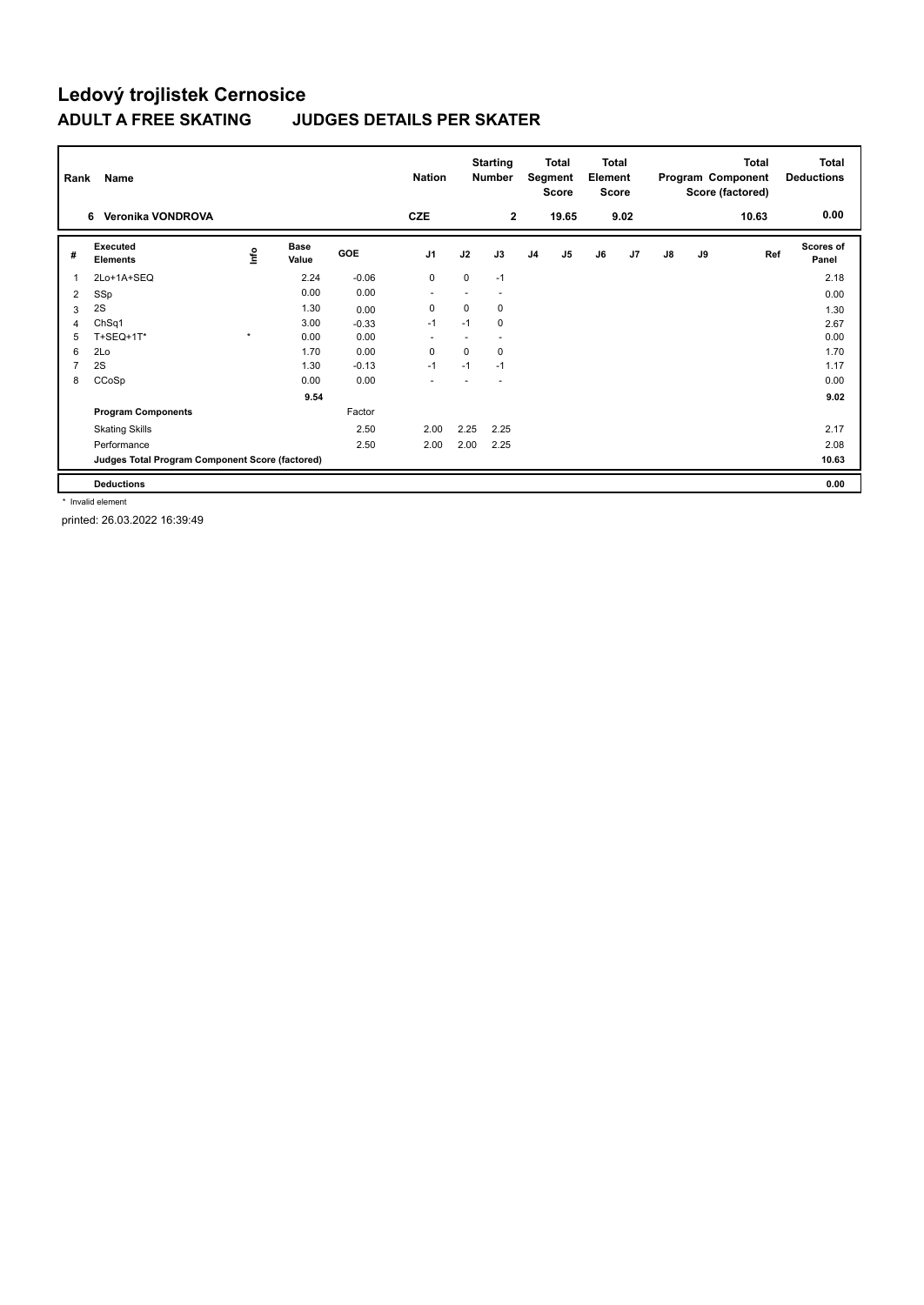# Ledový trojlistek Cernosice

## ADULT A FREE SKATING JUDGES DETAILS PER SKATER

| Rank | Name | Nation | Starting Number | Total Segment Score | Total Element Score | Total Program Component Score (factored) | Total Deductions |
|---|---|---|---|---|---|---|---|
| 6 | Veronika VONDROVA | CZE | 2 | 19.65 | 9.02 | 10.63 | 0.00 |

| # | Executed Elements | Info | Base Value | GOE | J1 | J2 | J3 | J4 | J5 | J6 | J7 | J8 | J9 | Ref | Scores of Panel |
|---|---|---|---|---|---|---|---|---|---|---|---|---|---|---|---|
| 1 | 2Lo+1A+SEQ | | 2.24 | -0.06 | 0 | 0 | -1 | | | | | | | | 2.18 |
| 2 | SSp | | 0.00 | 0.00 | - | - | - | | | | | | | | 0.00 |
| 3 | 2S | | 1.30 | 0.00 | 0 | 0 | 0 | | | | | | | | 1.30 |
| 4 | ChSq1 | | 3.00 | -0.33 | -1 | -1 | 0 | | | | | | | | 2.67 |
| 5 | T+SEQ+1T* | * | 0.00 | 0.00 | - | - | - | | | | | | | | 0.00 |
| 6 | 2Lo | | 1.70 | 0.00 | 0 | 0 | 0 | | | | | | | | 1.70 |
| 7 | 2S | | 1.30 | -0.13 | -1 | -1 | -1 | | | | | | | | 1.17 |
| 8 | CCoSp | | 0.00 | 0.00 | - | - | - | | | | | | | | 0.00 |
| | | | 9.54 | | | | | | | | | | | | 9.02 |
| | **Program Components** | | | Factor | | | | | | | | | | | |
| | Skating Skills | | | 2.50 | 2.00 | 2.25 | 2.25 | | | | | | | | 2.17 |
| | Performance | | | 2.50 | 2.00 | 2.00 | 2.25 | | | | | | | | 2.08 |
| | **Judges Total Program Component Score (factored)** | | | | | | | | | | | | | | 10.63 |
| | **Deductions** | | | | | | | | | | | | | | 0.00 |

\* Invalid element

printed: 26.03.2022 16:39:49